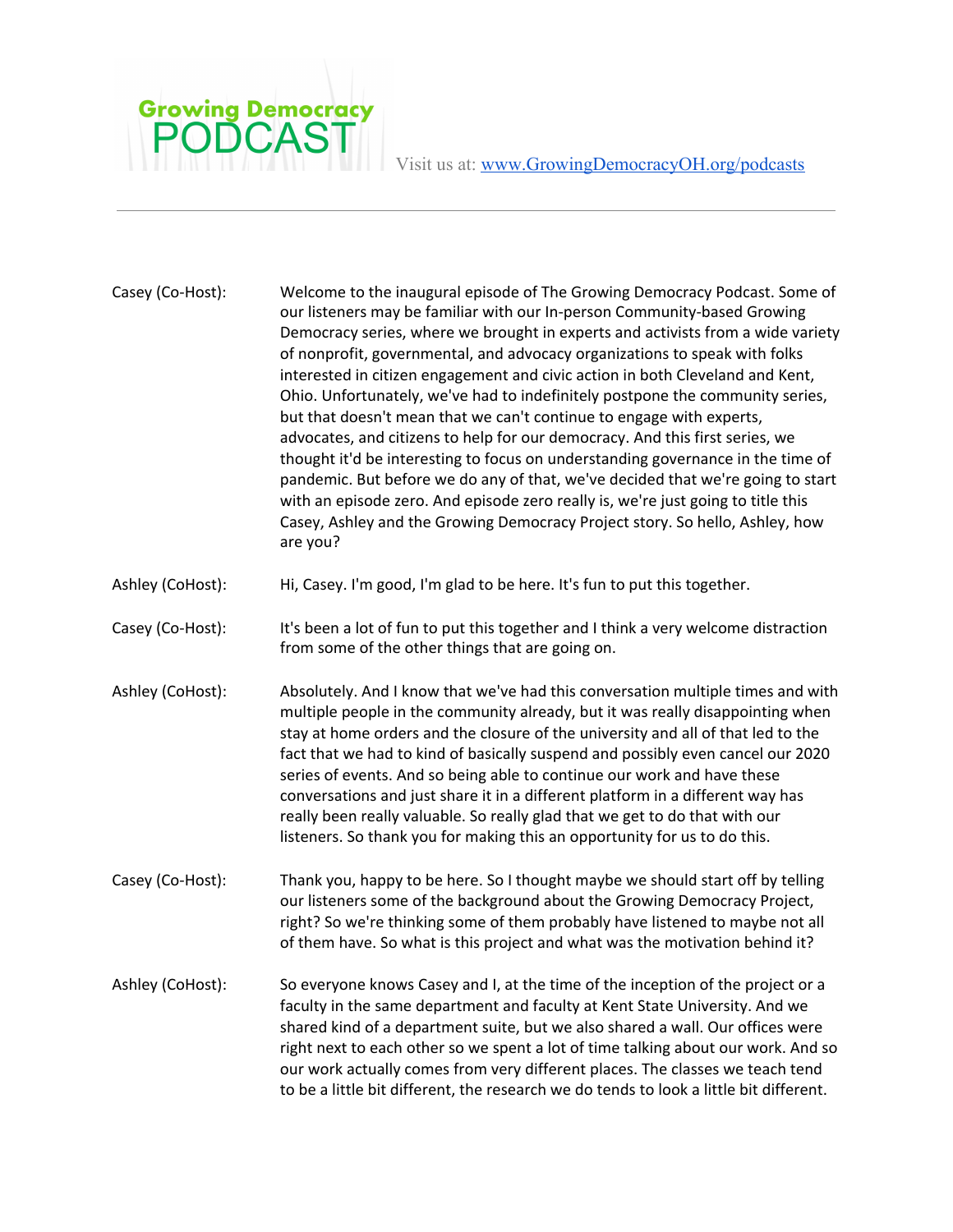# Growing Democracy PODCAST

Visit us at: www.GrowingDemocracyOH.org/podcasts

---

**Casey (Co-Host):** Welcome to the inaugural episode of The Growing Democracy Podcast. Some of our listeners may be familiar with our In-person Community-based Growing Democracy series, where we brought in experts and activists from a wide variety of nonprofit, governmental, and advocacy organizations to speak with folks interested in citizen engagement and civic action in both Cleveland and Kent, Ohio. Unfortunately, we've had to indefinitely postpone the community series, but that doesn't mean that we can't continue to engage with experts, advocates, and citizens to help for our democracy. And this first series, we thought it'd be interesting to focus on understanding governance in the time of pandemic. But before we do any of that, we've decided that we're going to start with an episode zero. And episode zero really is, we're just going to title this Casey, Ashley and the Growing Democracy Project story. So hello, Ashley, how are you?

**Ashley (CoHost):** Hi, Casey. I'm good, I'm glad to be here. It's fun to put this together.

**Casey (Co-Host):** It's been a lot of fun to put this together and I think a very welcome distraction from some of the other things that are going on.

**Ashley (CoHost):** Absolutely. And I know that we've had this conversation multiple times and with multiple people in the community already, but it was really disappointing when stay at home orders and the closure of the university and all of that led to the fact that we had to kind of basically suspend and possibly even cancel our 2020 series of events. And so being able to continue our work and have these conversations and just share it in a different platform in a different way has really been really valuable. So really glad that we get to do that with our listeners. So thank you for making this an opportunity for us to do this.

**Casey (Co-Host):** Thank you, happy to be here. So I thought maybe we should start off by telling our listeners some of the background about the Growing Democracy Project, right? So we're thinking some of them probably have listened to maybe not all of them have. So what is this project and what was the motivation behind it?

**Ashley (CoHost):** So everyone knows Casey and I, at the time of the inception of the project or a faculty in the same department and faculty at Kent State University. And we shared kind of a department suite, but we also shared a wall. Our offices were right next to each other so we spent a lot of time talking about our work. And so our work actually comes from very different places. The classes we teach tend to be a little bit different, the research we do tends to look a little bit different.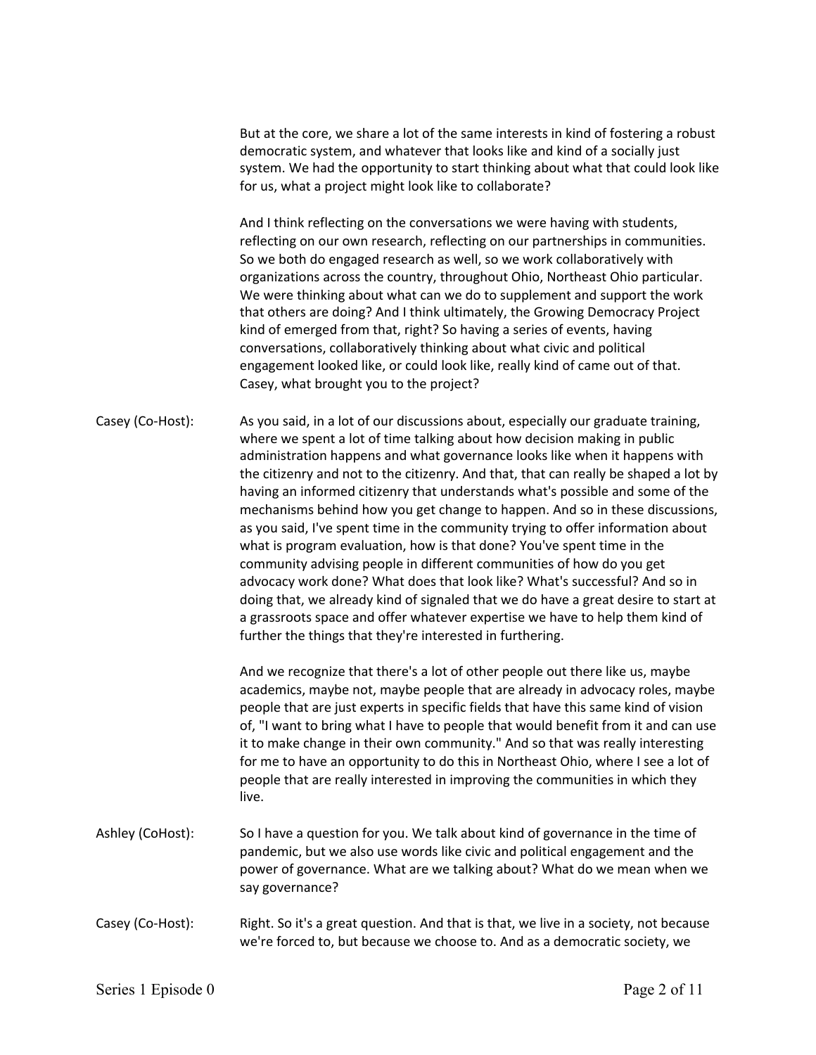But at the core, we share a lot of the same interests in kind of fostering a robust democratic system, and whatever that looks like and kind of a socially just system. We had the opportunity to start thinking about what that could look like for us, what a project might look like to collaborate?

And I think reflecting on the conversations we were having with students, reflecting on our own research, reflecting on our partnerships in communities. So we both do engaged research as well, so we work collaboratively with organizations across the country, throughout Ohio, Northeast Ohio particular. We were thinking about what can we do to supplement and support the work that others are doing? And I think ultimately, the Growing Democracy Project kind of emerged from that, right? So having a series of events, having conversations, collaboratively thinking about what civic and political engagement looked like, or could look like, really kind of came out of that. Casey, what brought you to the project?

**Casey (Co-Host):** As you said, in a lot of our discussions about, especially our graduate training, where we spent a lot of time talking about how decision making in public administration happens and what governance looks like when it happens with the citizenry and not to the citizenry. And that, that can really be shaped a lot by having an informed citizenry that understands what's possible and some of the mechanisms behind how you get change to happen. And so in these discussions, as you said, I've spent time in the community trying to offer information about what is program evaluation, how is that done? You've spent time in the community advising people in different communities of how do you get advocacy work done? What does that look like? What's successful? And so in doing that, we already kind of signaled that we do have a great desire to start at a grassroots space and offer whatever expertise we have to help them kind of further the things that they're interested in furthering.

And we recognize that there's a lot of other people out there like us, maybe academics, maybe not, maybe people that are already in advocacy roles, maybe people that are just experts in specific fields that have this same kind of vision of, "I want to bring what I have to people that would benefit from it and can use it to make change in their own community." And so that was really interesting for me to have an opportunity to do this in Northeast Ohio, where I see a lot of people that are really interested in improving the communities in which they live.

**Ashley (CoHost):** So I have a question for you. We talk about kind of governance in the time of pandemic, but we also use words like civic and political engagement and the power of governance. What are we talking about? What do we mean when we say governance?

**Casey (Co-Host):** Right. So it's a great question. And that is that, we live in a society, not because we're forced to, but because we choose to. And as a democratic society, we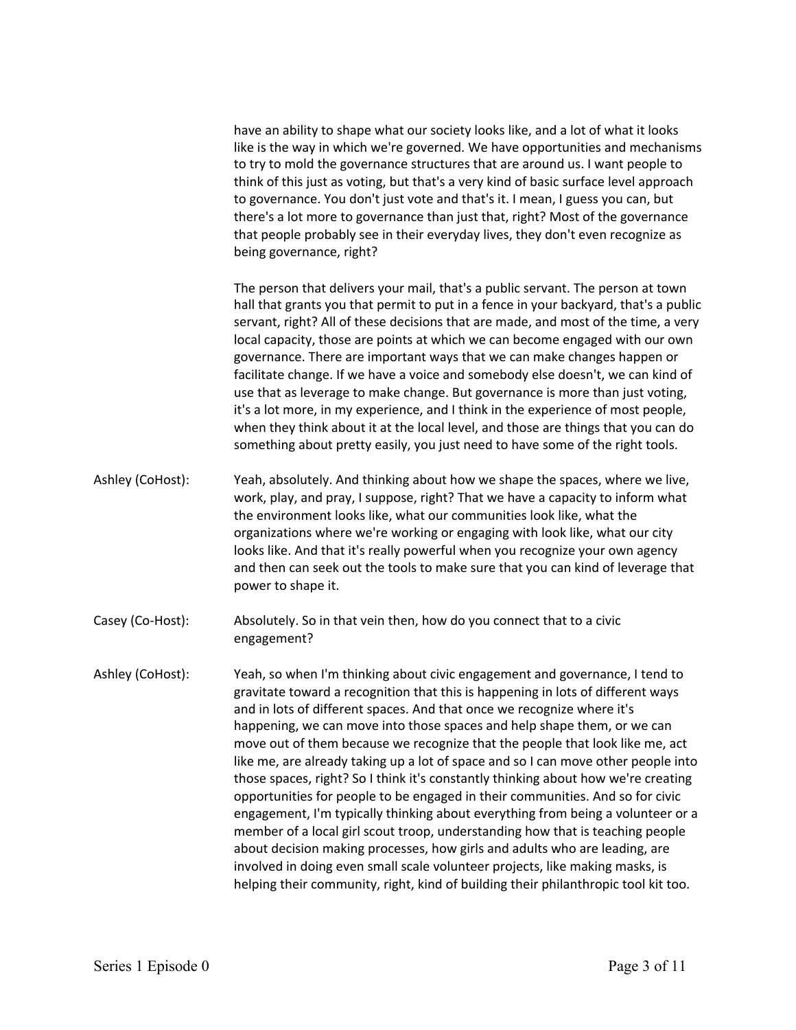have an ability to shape what our society looks like, and a lot of what it looks like is the way in which we're governed. We have opportunities and mechanisms to try to mold the governance structures that are around us. I want people to think of this just as voting, but that's a very kind of basic surface level approach to governance. You don't just vote and that's it. I mean, I guess you can, but there's a lot more to governance than just that, right? Most of the governance that people probably see in their everyday lives, they don't even recognize as being governance, right?

The person that delivers your mail, that's a public servant. The person at town hall that grants you that permit to put in a fence in your backyard, that's a public servant, right? All of these decisions that are made, and most of the time, a very local capacity, those are points at which we can become engaged with our own governance. There are important ways that we can make changes happen or facilitate change. If we have a voice and somebody else doesn't, we can kind of use that as leverage to make change. But governance is more than just voting, it's a lot more, in my experience, and I think in the experience of most people, when they think about it at the local level, and those are things that you can do something about pretty easily, you just need to have some of the right tools.

Ashley (CoHost): Yeah, absolutely. And thinking about how we shape the spaces, where we live, work, play, and pray, I suppose, right? That we have a capacity to inform what the environment looks like, what our communities look like, what the organizations where we're working or engaging with look like, what our city looks like. And that it's really powerful when you recognize your own agency and then can seek out the tools to make sure that you can kind of leverage that power to shape it.

Casey (Co-Host): Absolutely. So in that vein then, how do you connect that to a civic engagement?

Ashley (CoHost): Yeah, so when I'm thinking about civic engagement and governance, I tend to gravitate toward a recognition that this is happening in lots of different ways and in lots of different spaces. And that once we recognize where it's happening, we can move into those spaces and help shape them, or we can move out of them because we recognize that the people that look like me, act like me, are already taking up a lot of space and so I can move other people into those spaces, right? So I think it's constantly thinking about how we're creating opportunities for people to be engaged in their communities. And so for civic engagement, I'm typically thinking about everything from being a volunteer or a member of a local girl scout troop, understanding how that is teaching people about decision making processes, how girls and adults who are leading, are involved in doing even small scale volunteer projects, like making masks, is helping their community, right, kind of building their philanthropic tool kit too.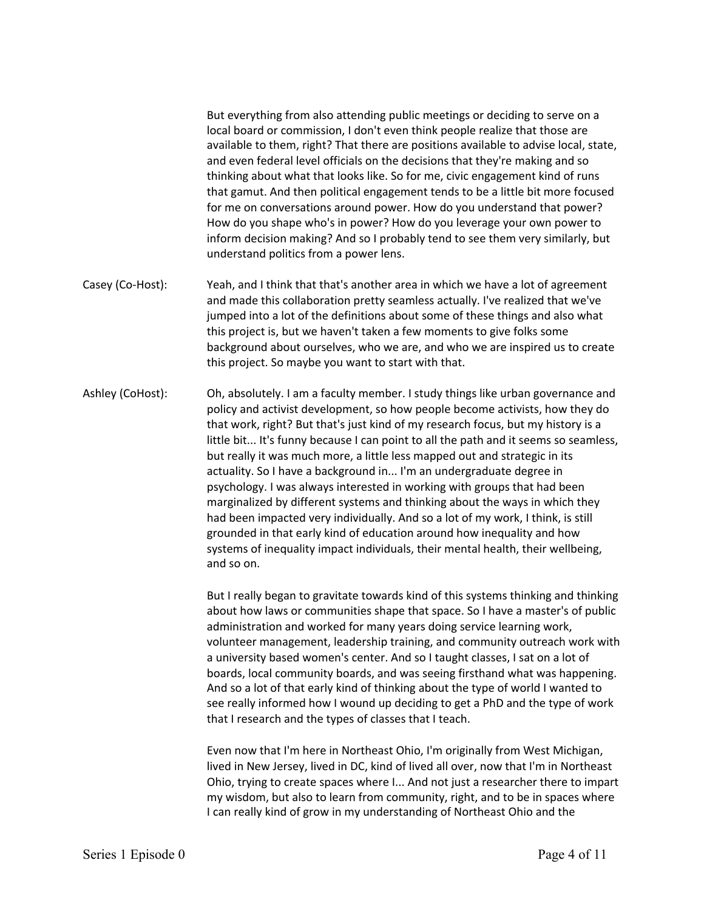But everything from also attending public meetings or deciding to serve on a local board or commission, I don't even think people realize that those are available to them, right? That there are positions available to advise local, state, and even federal level officials on the decisions that they're making and so thinking about what that looks like. So for me, civic engagement kind of runs that gamut. And then political engagement tends to be a little bit more focused for me on conversations around power. How do you understand that power? How do you shape who's in power? How do you leverage your own power to inform decision making? And so I probably tend to see them very similarly, but understand politics from a power lens.

Casey (Co-Host): Yeah, and I think that that's another area in which we have a lot of agreement and made this collaboration pretty seamless actually. I've realized that we've jumped into a lot of the definitions about some of these things and also what this project is, but we haven't taken a few moments to give folks some background about ourselves, who we are, and who we are inspired us to create this project. So maybe you want to start with that.

Ashley (CoHost): Oh, absolutely. I am a faculty member. I study things like urban governance and policy and activist development, so how people become activists, how they do that work, right? But that's just kind of my research focus, but my history is a little bit... It's funny because I can point to all the path and it seems so seamless, but really it was much more, a little less mapped out and strategic in its actuality. So I have a background in... I'm an undergraduate degree in psychology. I was always interested in working with groups that had been marginalized by different systems and thinking about the ways in which they had been impacted very individually. And so a lot of my work, I think, is still grounded in that early kind of education around how inequality and how systems of inequality impact individuals, their mental health, their wellbeing, and so on.

But I really began to gravitate towards kind of this systems thinking and thinking about how laws or communities shape that space. So I have a master's of public administration and worked for many years doing service learning work, volunteer management, leadership training, and community outreach work with a university based women's center. And so I taught classes, I sat on a lot of boards, local community boards, and was seeing firsthand what was happening. And so a lot of that early kind of thinking about the type of world I wanted to see really informed how I wound up deciding to get a PhD and the type of work that I research and the types of classes that I teach.

Even now that I'm here in Northeast Ohio, I'm originally from West Michigan, lived in New Jersey, lived in DC, kind of lived all over, now that I'm in Northeast Ohio, trying to create spaces where I... And not just a researcher there to impart my wisdom, but also to learn from community, right, and to be in spaces where I can really kind of grow in my understanding of Northeast Ohio and the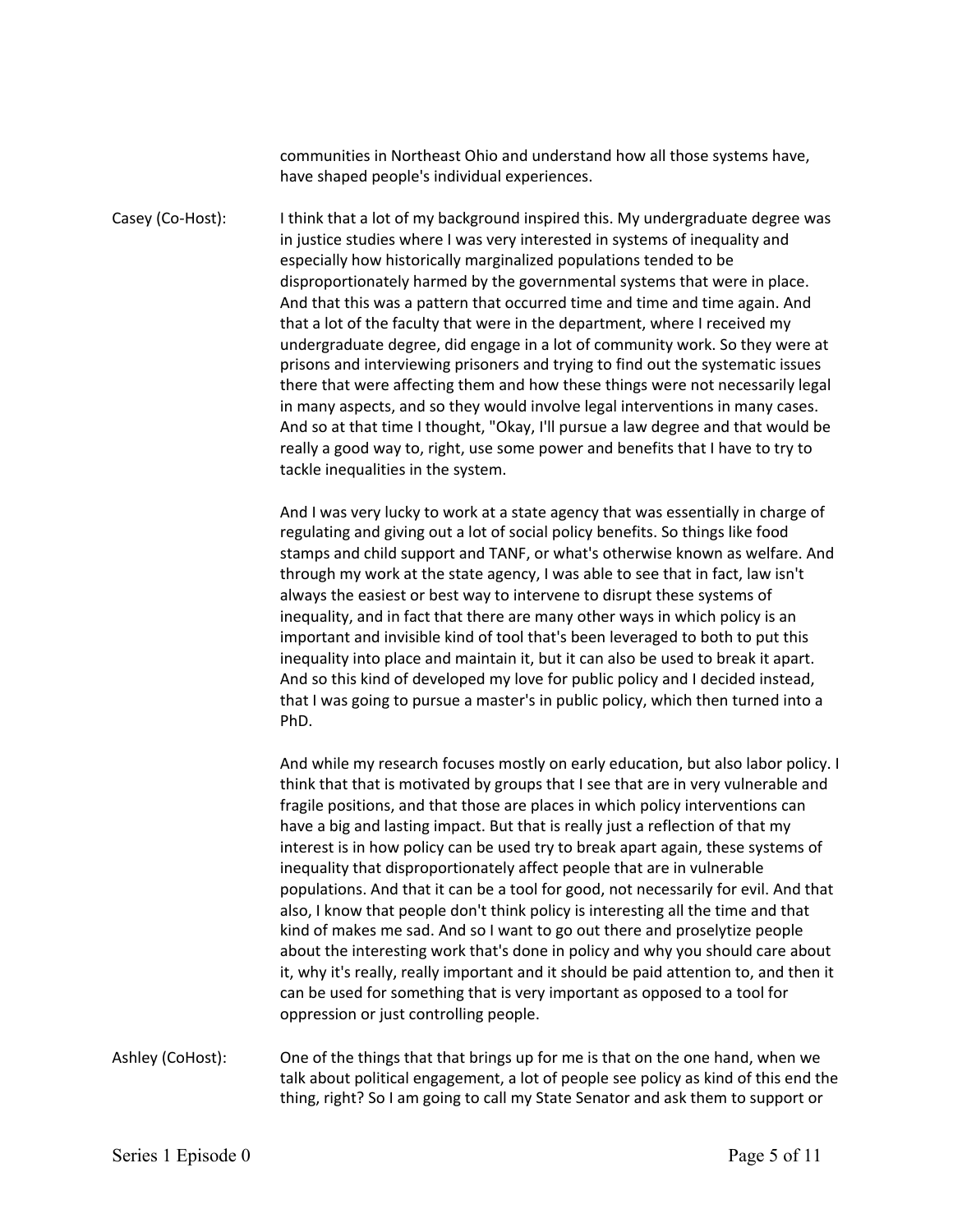communities in Northeast Ohio and understand how all those systems have, have shaped people's individual experiences.

**Casey (Co-Host):** I think that a lot of my background inspired this. My undergraduate degree was in justice studies where I was very interested in systems of inequality and especially how historically marginalized populations tended to be disproportionately harmed by the governmental systems that were in place. And that this was a pattern that occurred time and time and time again. And that a lot of the faculty that were in the department, where I received my undergraduate degree, did engage in a lot of community work. So they were at prisons and interviewing prisoners and trying to find out the systematic issues there that were affecting them and how these things were not necessarily legal in many aspects, and so they would involve legal interventions in many cases. And so at that time I thought, "Okay, I'll pursue a law degree and that would be really a good way to, right, use some power and benefits that I have to try to tackle inequalities in the system.

And I was very lucky to work at a state agency that was essentially in charge of regulating and giving out a lot of social policy benefits. So things like food stamps and child support and TANF, or what's otherwise known as welfare. And through my work at the state agency, I was able to see that in fact, law isn't always the easiest or best way to intervene to disrupt these systems of inequality, and in fact that there are many other ways in which policy is an important and invisible kind of tool that's been leveraged to both to put this inequality into place and maintain it, but it can also be used to break it apart. And so this kind of developed my love for public policy and I decided instead, that I was going to pursue a master's in public policy, which then turned into a PhD.

And while my research focuses mostly on early education, but also labor policy. I think that that is motivated by groups that I see that are in very vulnerable and fragile positions, and that those are places in which policy interventions can have a big and lasting impact. But that is really just a reflection of that my interest is in how policy can be used try to break apart again, these systems of inequality that disproportionately affect people that are in vulnerable populations. And that it can be a tool for good, not necessarily for evil. And that also, I know that people don't think policy is interesting all the time and that kind of makes me sad. And so I want to go out there and proselytize people about the interesting work that's done in policy and why you should care about it, why it's really, really important and it should be paid attention to, and then it can be used for something that is very important as opposed to a tool for oppression or just controlling people.

**Ashley (CoHost):** One of the things that that brings up for me is that on the one hand, when we talk about political engagement, a lot of people see policy as kind of this end the thing, right? So I am going to call my State Senator and ask them to support or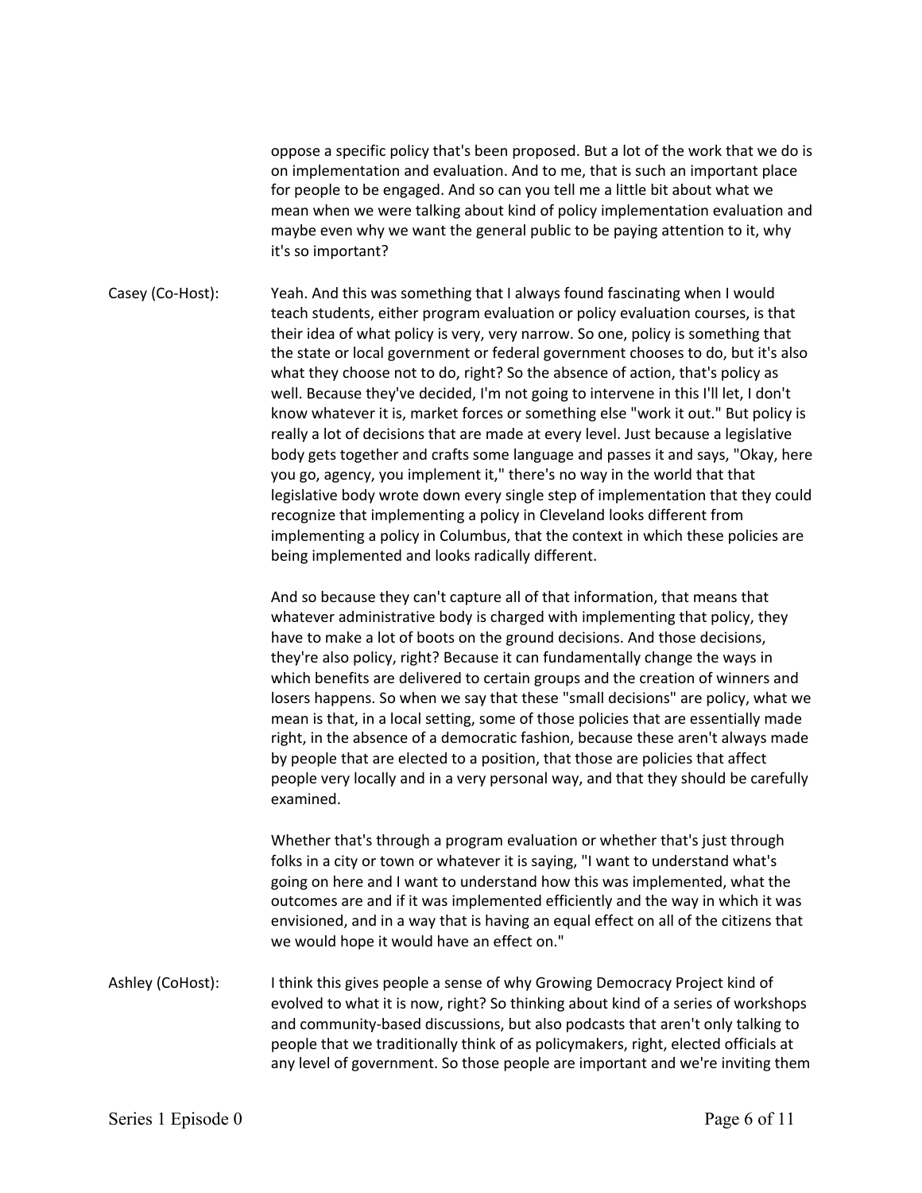oppose a specific policy that's been proposed. But a lot of the work that we do is on implementation and evaluation. And to me, that is such an important place for people to be engaged. And so can you tell me a little bit about what we mean when we were talking about kind of policy implementation evaluation and maybe even why we want the general public to be paying attention to it, why it's so important?

Casey (Co-Host): Yeah. And this was something that I always found fascinating when I would teach students, either program evaluation or policy evaluation courses, is that their idea of what policy is very, very narrow. So one, policy is something that the state or local government or federal government chooses to do, but it's also what they choose not to do, right? So the absence of action, that's policy as well. Because they've decided, I'm not going to intervene in this I'll let, I don't know whatever it is, market forces or something else "work it out." But policy is really a lot of decisions that are made at every level. Just because a legislative body gets together and crafts some language and passes it and says, "Okay, here you go, agency, you implement it," there's no way in the world that that legislative body wrote down every single step of implementation that they could recognize that implementing a policy in Cleveland looks different from implementing a policy in Columbus, that the context in which these policies are being implemented and looks radically different.

And so because they can't capture all of that information, that means that whatever administrative body is charged with implementing that policy, they have to make a lot of boots on the ground decisions. And those decisions, they're also policy, right? Because it can fundamentally change the ways in which benefits are delivered to certain groups and the creation of winners and losers happens. So when we say that these "small decisions" are policy, what we mean is that, in a local setting, some of those policies that are essentially made right, in the absence of a democratic fashion, because these aren't always made by people that are elected to a position, that those are policies that affect people very locally and in a very personal way, and that they should be carefully examined.

Whether that's through a program evaluation or whether that's just through folks in a city or town or whatever it is saying, "I want to understand what's going on here and I want to understand how this was implemented, what the outcomes are and if it was implemented efficiently and the way in which it was envisioned, and in a way that is having an equal effect on all of the citizens that we would hope it would have an effect on."

Ashley (CoHost): I think this gives people a sense of why Growing Democracy Project kind of evolved to what it is now, right? So thinking about kind of a series of workshops and community-based discussions, but also podcasts that aren't only talking to people that we traditionally think of as policymakers, right, elected officials at any level of government. So those people are important and we're inviting them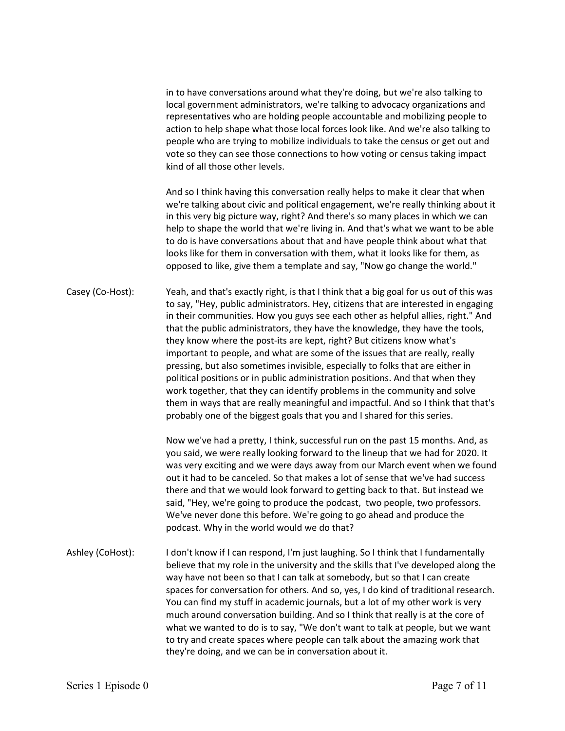in to have conversations around what they're doing, but we're also talking to local government administrators, we're talking to advocacy organizations and representatives who are holding people accountable and mobilizing people to action to help shape what those local forces look like. And we're also talking to people who are trying to mobilize individuals to take the census or get out and vote so they can see those connections to how voting or census taking impact kind of all those other levels.

And so I think having this conversation really helps to make it clear that when we're talking about civic and political engagement, we're really thinking about it in this very big picture way, right? And there's so many places in which we can help to shape the world that we're living in. And that's what we want to be able to do is have conversations about that and have people think about what that looks like for them in conversation with them, what it looks like for them, as opposed to like, give them a template and say, "Now go change the world."

**Casey (Co-Host):** Yeah, and that's exactly right, is that I think that a big goal for us out of this was to say, "Hey, public administrators. Hey, citizens that are interested in engaging in their communities. How you guys see each other as helpful allies, right." And that the public administrators, they have the knowledge, they have the tools, they know where the post-its are kept, right? But citizens know what's important to people, and what are some of the issues that are really, really pressing, but also sometimes invisible, especially to folks that are either in political positions or in public administration positions. And that when they work together, that they can identify problems in the community and solve them in ways that are really meaningful and impactful. And so I think that that's probably one of the biggest goals that you and I shared for this series.

Now we've had a pretty, I think, successful run on the past 15 months. And, as you said, we were really looking forward to the lineup that we had for 2020. It was very exciting and we were days away from our March event when we found out it had to be canceled. So that makes a lot of sense that we've had success there and that we would look forward to getting back to that. But instead we said, "Hey, we're going to produce the podcast, two people, two professors. We've never done this before. We're going to go ahead and produce the podcast. Why in the world would we do that?

**Ashley (CoHost):** I don't know if I can respond, I'm just laughing. So I think that I fundamentally believe that my role in the university and the skills that I've developed along the way have not been so that I can talk at somebody, but so that I can create spaces for conversation for others. And so, yes, I do kind of traditional research. You can find my stuff in academic journals, but a lot of my other work is very much around conversation building. And so I think that really is at the core of what we wanted to do is to say, "We don't want to talk at people, but we want to try and create spaces where people can talk about the amazing work that they're doing, and we can be in conversation about it.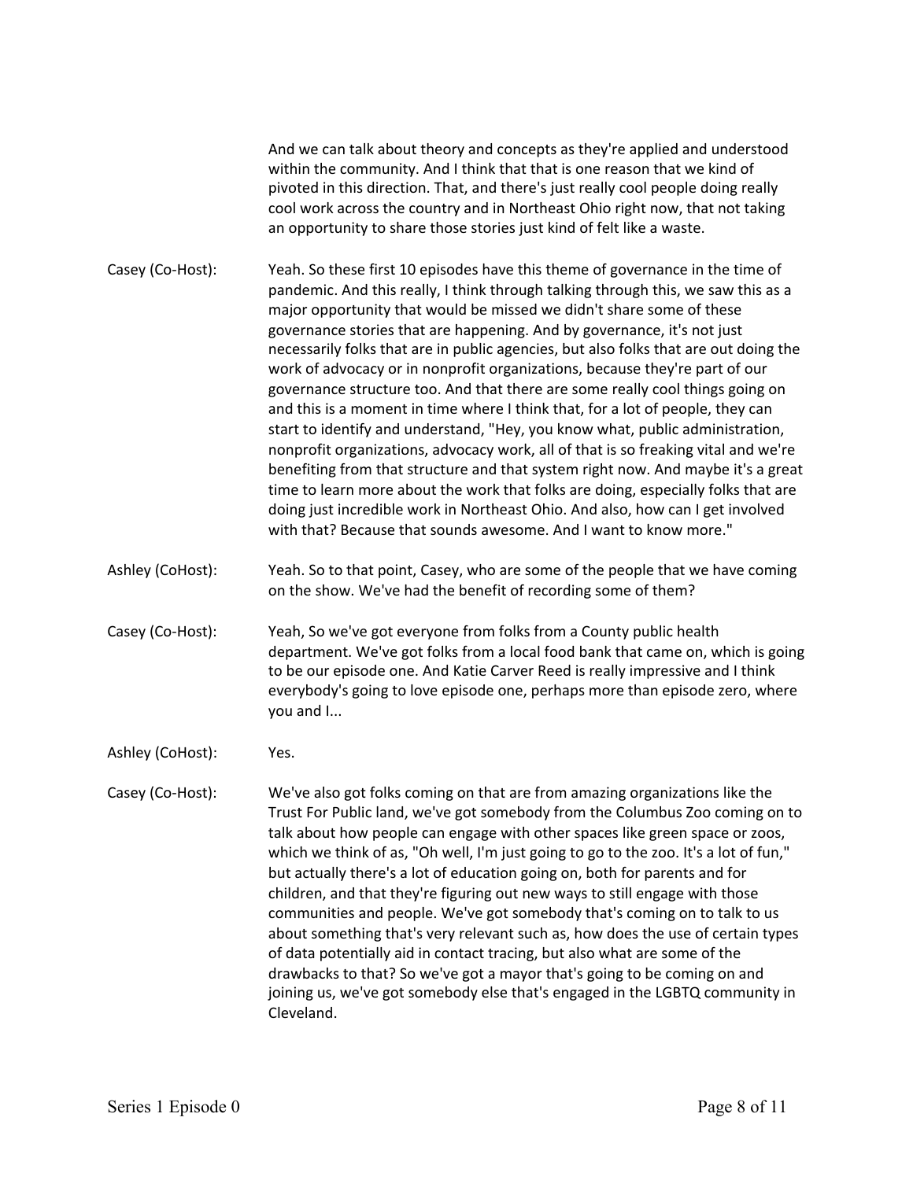And we can talk about theory and concepts as they're applied and understood within the community. And I think that that is one reason that we kind of pivoted in this direction. That, and there's just really cool people doing really cool work across the country and in Northeast Ohio right now, that not taking an opportunity to share those stories just kind of felt like a waste.

**Casey (Co-Host):** Yeah. So these first 10 episodes have this theme of governance in the time of pandemic. And this really, I think through talking through this, we saw this as a major opportunity that would be missed we didn't share some of these governance stories that are happening. And by governance, it's not just necessarily folks that are in public agencies, but also folks that are out doing the work of advocacy or in nonprofit organizations, because they're part of our governance structure too. And that there are some really cool things going on and this is a moment in time where I think that, for a lot of people, they can start to identify and understand, "Hey, you know what, public administration, nonprofit organizations, advocacy work, all of that is so freaking vital and we're benefiting from that structure and that system right now. And maybe it's a great time to learn more about the work that folks are doing, especially folks that are doing just incredible work in Northeast Ohio. And also, how can I get involved with that? Because that sounds awesome. And I want to know more."

**Ashley (CoHost):** Yeah. So to that point, Casey, who are some of the people that we have coming on the show. We've had the benefit of recording some of them?

**Casey (Co-Host):** Yeah, So we've got everyone from folks from a County public health department. We've got folks from a local food bank that came on, which is going to be our episode one. And Katie Carver Reed is really impressive and I think everybody's going to love episode one, perhaps more than episode zero, where you and I...

**Ashley (CoHost):** Yes.

**Casey (Co-Host):** We've also got folks coming on that are from amazing organizations like the Trust For Public land, we've got somebody from the Columbus Zoo coming on to talk about how people can engage with other spaces like green space or zoos, which we think of as, "Oh well, I'm just going to go to the zoo. It's a lot of fun," but actually there's a lot of education going on, both for parents and for children, and that they're figuring out new ways to still engage with those communities and people. We've got somebody that's coming on to talk to us about something that's very relevant such as, how does the use of certain types of data potentially aid in contact tracing, but also what are some of the drawbacks to that? So we've got a mayor that's going to be coming on and joining us, we've got somebody else that's engaged in the LGBTQ community in Cleveland.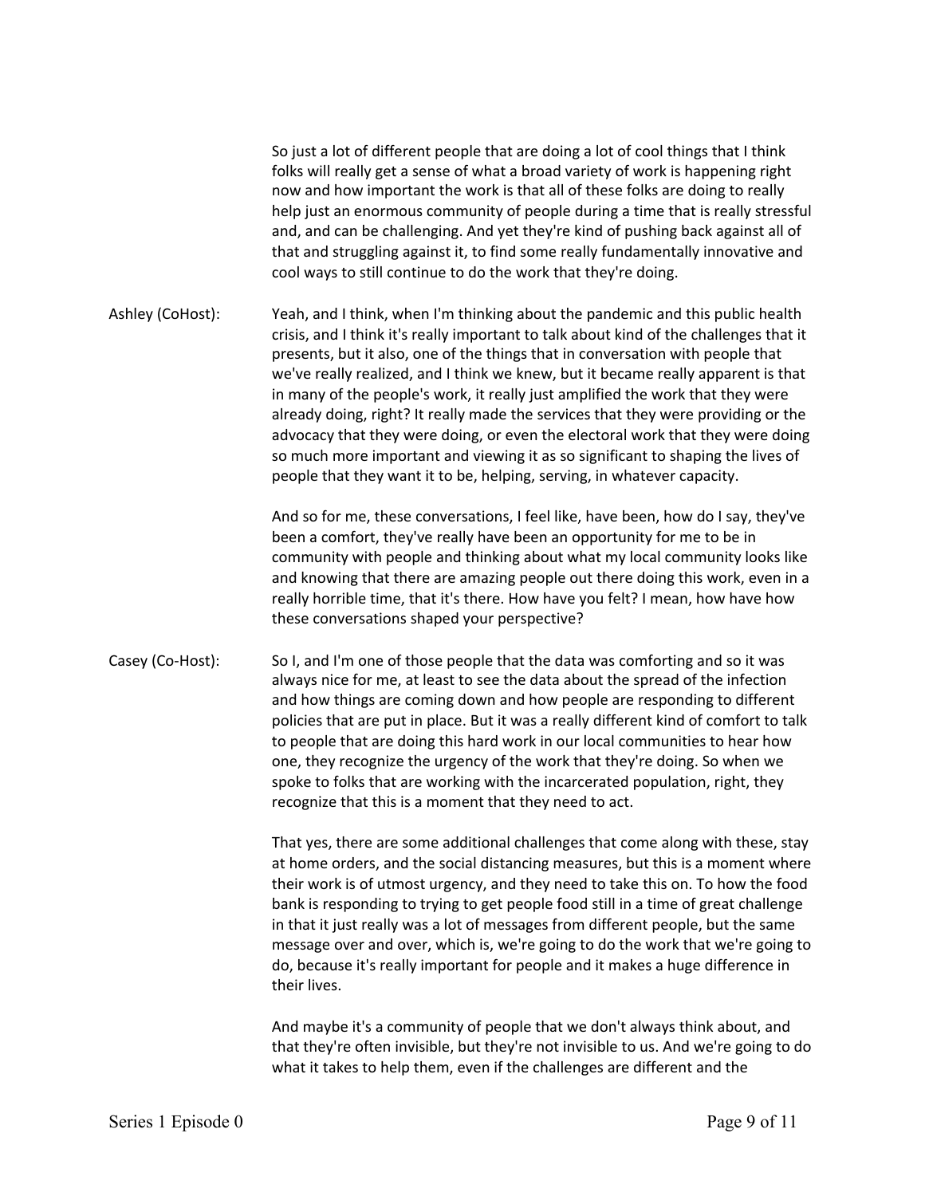So just a lot of different people that are doing a lot of cool things that I think folks will really get a sense of what a broad variety of work is happening right now and how important the work is that all of these folks are doing to really help just an enormous community of people during a time that is really stressful and, and can be challenging. And yet they're kind of pushing back against all of that and struggling against it, to find some really fundamentally innovative and cool ways to still continue to do the work that they're doing.

**Ashley (CoHost):** Yeah, and I think, when I'm thinking about the pandemic and this public health crisis, and I think it's really important to talk about kind of the challenges that it presents, but it also, one of the things that in conversation with people that we've really realized, and I think we knew, but it became really apparent is that in many of the people's work, it really just amplified the work that they were already doing, right? It really made the services that they were providing or the advocacy that they were doing, or even the electoral work that they were doing so much more important and viewing it as so significant to shaping the lives of people that they want it to be, helping, serving, in whatever capacity.

And so for me, these conversations, I feel like, have been, how do I say, they've been a comfort, they've really have been an opportunity for me to be in community with people and thinking about what my local community looks like and knowing that there are amazing people out there doing this work, even in a really horrible time, that it's there. How have you felt? I mean, how have how these conversations shaped your perspective?

**Casey (Co-Host):** So I, and I'm one of those people that the data was comforting and so it was always nice for me, at least to see the data about the spread of the infection and how things are coming down and how people are responding to different policies that are put in place. But it was a really different kind of comfort to talk to people that are doing this hard work in our local communities to hear how one, they recognize the urgency of the work that they're doing. So when we spoke to folks that are working with the incarcerated population, right, they recognize that this is a moment that they need to act.

That yes, there are some additional challenges that come along with these, stay at home orders, and the social distancing measures, but this is a moment where their work is of utmost urgency, and they need to take this on. To how the food bank is responding to trying to get people food still in a time of great challenge in that it just really was a lot of messages from different people, but the same message over and over, which is, we're going to do the work that we're going to do, because it's really important for people and it makes a huge difference in their lives.

And maybe it's a community of people that we don't always think about, and that they're often invisible, but they're not invisible to us. And we're going to do what it takes to help them, even if the challenges are different and the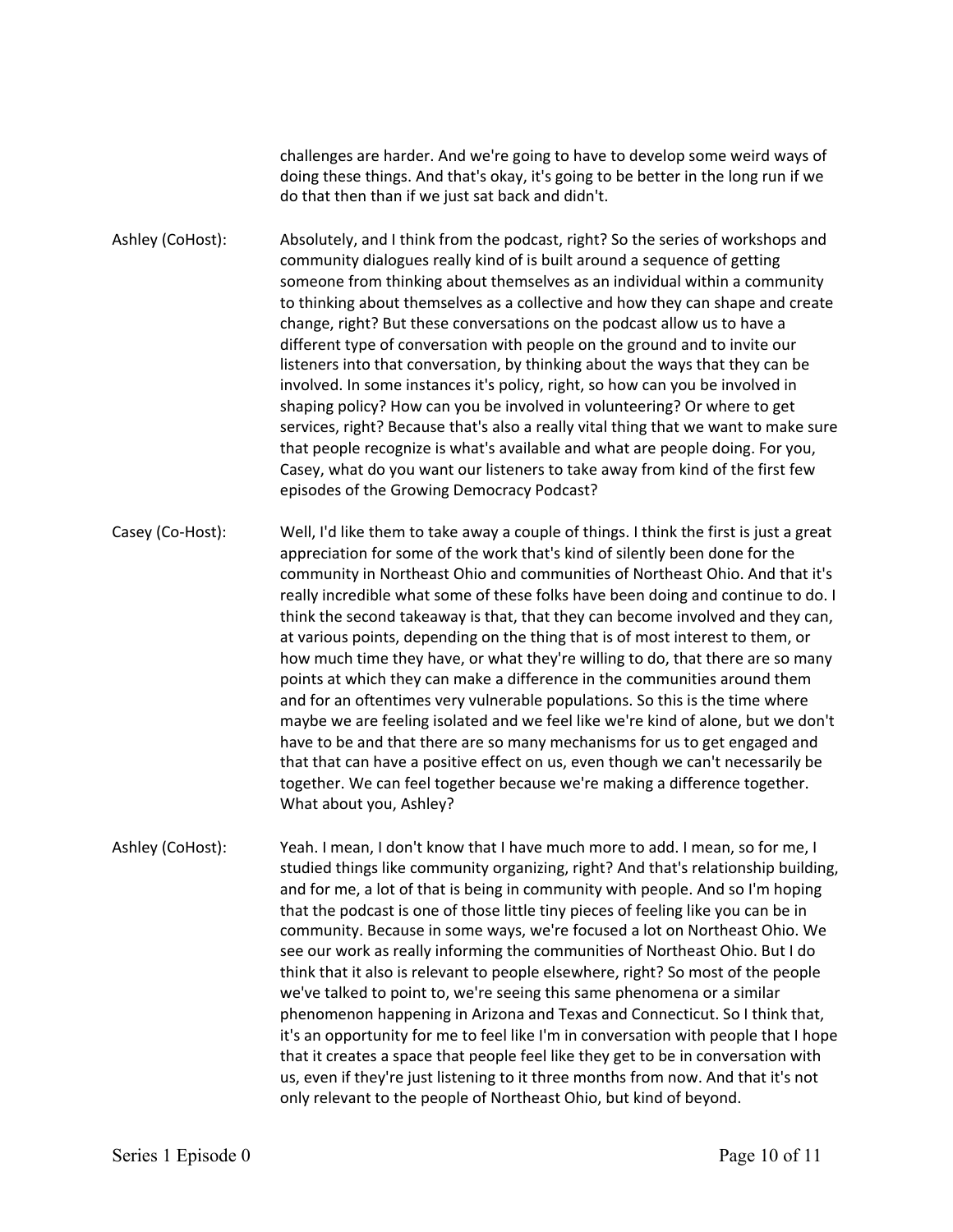challenges are harder. And we're going to have to develop some weird ways of doing these things. And that's okay, it's going to be better in the long run if we do that then than if we just sat back and didn't.

**Ashley (CoHost):** Absolutely, and I think from the podcast, right? So the series of workshops and community dialogues really kind of is built around a sequence of getting someone from thinking about themselves as an individual within a community to thinking about themselves as a collective and how they can shape and create change, right? But these conversations on the podcast allow us to have a different type of conversation with people on the ground and to invite our listeners into that conversation, by thinking about the ways that they can be involved. In some instances it's policy, right, so how can you be involved in shaping policy? How can you be involved in volunteering? Or where to get services, right? Because that's also a really vital thing that we want to make sure that people recognize is what's available and what are people doing. For you, Casey, what do you want our listeners to take away from kind of the first few episodes of the Growing Democracy Podcast?

**Casey (Co-Host):** Well, I'd like them to take away a couple of things. I think the first is just a great appreciation for some of the work that's kind of silently been done for the community in Northeast Ohio and communities of Northeast Ohio. And that it's really incredible what some of these folks have been doing and continue to do. I think the second takeaway is that, that they can become involved and they can, at various points, depending on the thing that is of most interest to them, or how much time they have, or what they're willing to do, that there are so many points at which they can make a difference in the communities around them and for an oftentimes very vulnerable populations. So this is the time where maybe we are feeling isolated and we feel like we're kind of alone, but we don't have to be and that there are so many mechanisms for us to get engaged and that that can have a positive effect on us, even though we can't necessarily be together. We can feel together because we're making a difference together. What about you, Ashley?

**Ashley (CoHost):** Yeah. I mean, I don't know that I have much more to add. I mean, so for me, I studied things like community organizing, right? And that's relationship building, and for me, a lot of that is being in community with people. And so I'm hoping that the podcast is one of those little tiny pieces of feeling like you can be in community. Because in some ways, we're focused a lot on Northeast Ohio. We see our work as really informing the communities of Northeast Ohio. But I do think that it also is relevant to people elsewhere, right? So most of the people we've talked to point to, we're seeing this same phenomena or a similar phenomenon happening in Arizona and Texas and Connecticut. So I think that, it's an opportunity for me to feel like I'm in conversation with people that I hope that it creates a space that people feel like they get to be in conversation with us, even if they're just listening to it three months from now. And that it's not only relevant to the people of Northeast Ohio, but kind of beyond.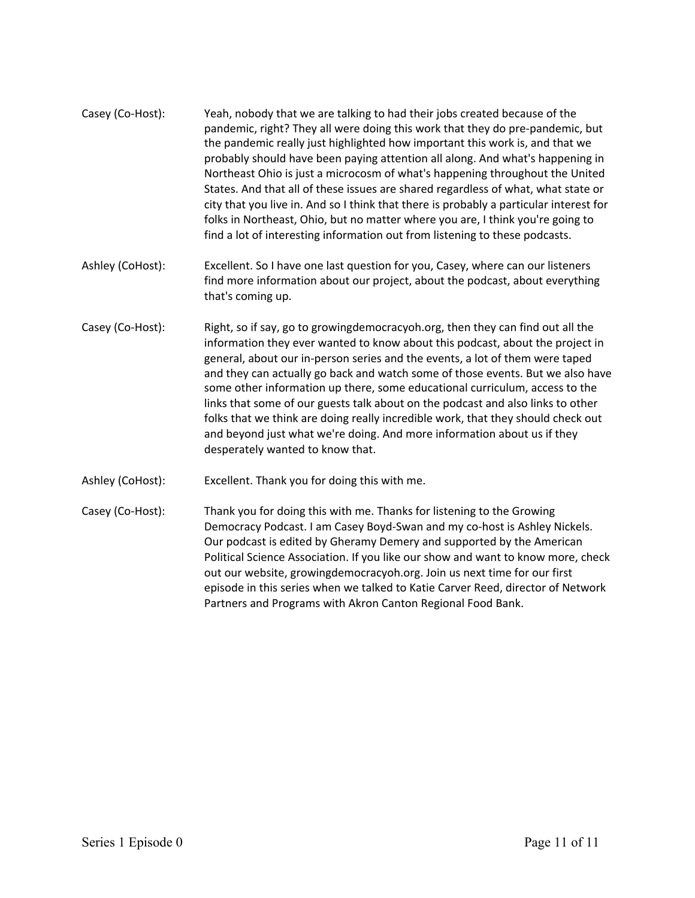Casey (Co-Host): Yeah, nobody that we are talking to had their jobs created because of the pandemic, right? They all were doing this work that they do pre-pandemic, but the pandemic really just highlighted how important this work is, and that we probably should have been paying attention all along. And what's happening in Northeast Ohio is just a microcosm of what's happening throughout the United States. And that all of these issues are shared regardless of what, what state or city that you live in. And so I think that there is probably a particular interest for folks in Northeast, Ohio, but no matter where you are, I think you're going to find a lot of interesting information out from listening to these podcasts.

Ashley (CoHost): Excellent. So I have one last question for you, Casey, where can our listeners find more information about our project, about the podcast, about everything that's coming up.

Casey (Co-Host): Right, so if say, go to growingdemocracyoh.org, then they can find out all the information they ever wanted to know about this podcast, about the project in general, about our in-person series and the events, a lot of them were taped and they can actually go back and watch some of those events. But we also have some other information up there, some educational curriculum, access to the links that some of our guests talk about on the podcast and also links to other folks that we think are doing really incredible work, that they should check out and beyond just what we're doing. And more information about us if they desperately wanted to know that.

Ashley (CoHost): Excellent. Thank you for doing this with me.

Casey (Co-Host): Thank you for doing this with me. Thanks for listening to the Growing Democracy Podcast. I am Casey Boyd-Swan and my co-host is Ashley Nickels. Our podcast is edited by Gheramy Demery and supported by the American Political Science Association. If you like our show and want to know more, check out our website, growingdemocracyoh.org. Join us next time for our first episode in this series when we talked to Katie Carver Reed, director of Network Partners and Programs with Akron Canton Regional Food Bank.